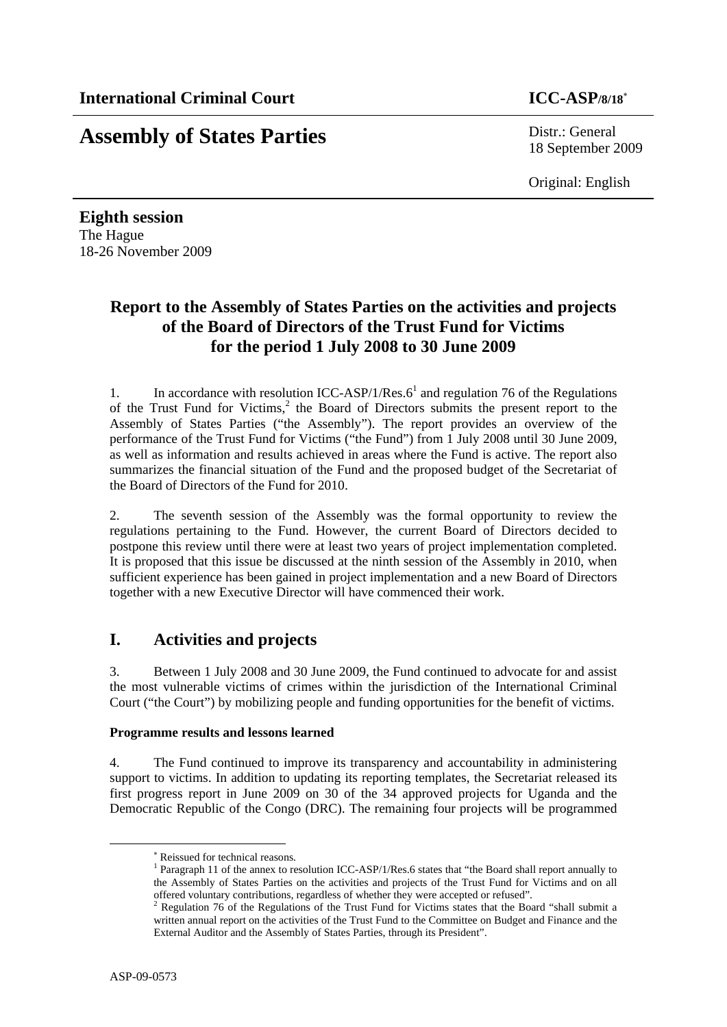**International Criminal Court** **ICC-ASP/8/18**[*]

# Assembly of States Parties

Distr.: General
18 September 2009

Original: English

**Eighth session**
The Hague
18-26 November 2009

## Report to the Assembly of States Parties on the activities and projects of the Board of Directors of the Trust Fund for Victims for the period 1 July 2008 to 30 June 2009

1. In accordance with resolution ICC-ASP/1/Res.6[1] and regulation 76 of the Regulations of the Trust Fund for Victims,[2] the Board of Directors submits the present report to the Assembly of States Parties ("the Assembly"). The report provides an overview of the performance of the Trust Fund for Victims ("the Fund") from 1 July 2008 until 30 June 2009, as well as information and results achieved in areas where the Fund is active. The report also summarizes the financial situation of the Fund and the proposed budget of the Secretariat of the Board of Directors of the Fund for 2010.

2. The seventh session of the Assembly was the formal opportunity to review the regulations pertaining to the Fund. However, the current Board of Directors decided to postpone this review until there were at least two years of project implementation completed. It is proposed that this issue be discussed at the ninth session of the Assembly in 2010, when sufficient experience has been gained in project implementation and a new Board of Directors together with a new Executive Director will have commenced their work.

## I. Activities and projects

3. Between 1 July 2008 and 30 June 2009, the Fund continued to advocate for and assist the most vulnerable victims of crimes within the jurisdiction of the International Criminal Court ("the Court") by mobilizing people and funding opportunities for the benefit of victims.

#### Programme results and lessons learned

4. The Fund continued to improve its transparency and accountability in administering support to victims. In addition to updating its reporting templates, the Secretariat released its first progress report in June 2009 on 30 of the 34 approved projects for Uganda and the Democratic Republic of the Congo (DRC). The remaining four projects will be programmed

---

[*] Reissued for technical reasons.

[1] Paragraph 11 of the annex to resolution ICC-ASP/1/Res.6 states that "the Board shall report annually to the Assembly of States Parties on the activities and projects of the Trust Fund for Victims and on all offered voluntary contributions, regardless of whether they were accepted or refused".

[2] Regulation 76 of the Regulations of the Trust Fund for Victims states that the Board "shall submit a written annual report on the activities of the Trust Fund to the Committee on Budget and Finance and the External Auditor and the Assembly of States Parties, through its President".

ASP-09-0573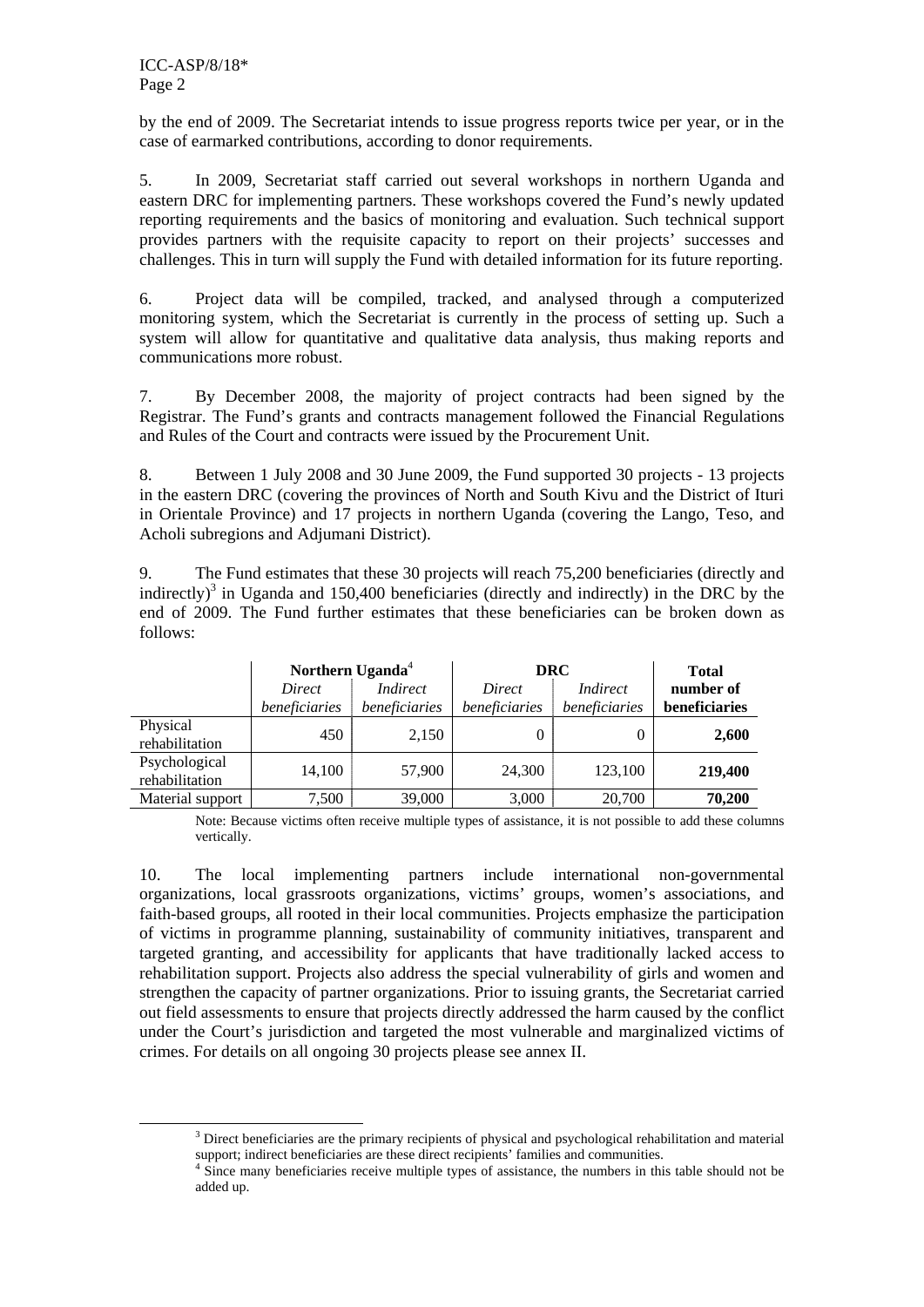by the end of 2009. The Secretariat intends to issue progress reports twice per year, or in the case of earmarked contributions, according to donor requirements.

5. In 2009, Secretariat staff carried out several workshops in northern Uganda and eastern DRC for implementing partners. These workshops covered the Fund's newly updated reporting requirements and the basics of monitoring and evaluation. Such technical support provides partners with the requisite capacity to report on their projects' successes and challenges. This in turn will supply the Fund with detailed information for its future reporting.

6. Project data will be compiled, tracked, and analysed through a computerized monitoring system, which the Secretariat is currently in the process of setting up. Such a system will allow for quantitative and qualitative data analysis, thus making reports and communications more robust.

7. By December 2008, the majority of project contracts had been signed by the Registrar. The Fund's grants and contracts management followed the Financial Regulations and Rules of the Court and contracts were issued by the Procurement Unit.

8. Between 1 July 2008 and 30 June 2009, the Fund supported 30 projects - 13 projects in the eastern DRC (covering the provinces of North and South Kivu and the District of Ituri in Orientale Province) and 17 projects in northern Uganda (covering the Lango, Teso, and Acholi subregions and Adjumani District).

9. The Fund estimates that these 30 projects will reach 75,200 beneficiaries (directly and indirectly)[3] in Uganda and 150,400 beneficiaries (directly and indirectly) in the DRC by the end of 2009. The Fund further estimates that these beneficiaries can be broken down as follows:

| | **Northern Uganda**[4] | | **DRC** | | **Total** |
|---|---|---|---|---|---|
| | *Direct beneficiaries* | *Indirect beneficiaries* | *Direct beneficiaries* | *Indirect beneficiaries* | **number of beneficiaries** |
| Physical rehabilitation | 450 | 2,150 | 0 | 0 | **2,600** |
| Psychological rehabilitation | 14,100 | 57,900 | 24,300 | 123,100 | **219,400** |
| Material support | 7,500 | 39,000 | 3,000 | 20,700 | **70,200** |

Note: Because victims often receive multiple types of assistance, it is not possible to add these columns vertically.

10. The local implementing partners include international non-governmental organizations, local grassroots organizations, victims' groups, women's associations, and faith-based groups, all rooted in their local communities. Projects emphasize the participation of victims in programme planning, sustainability of community initiatives, transparent and targeted granting, and accessibility for applicants that have traditionally lacked access to rehabilitation support. Projects also address the special vulnerability of girls and women and strengthen the capacity of partner organizations. Prior to issuing grants, the Secretariat carried out field assessments to ensure that projects directly addressed the harm caused by the conflict under the Court's jurisdiction and targeted the most vulnerable and marginalized victims of crimes. For details on all ongoing 30 projects please see annex II.

[3] Direct beneficiaries are the primary recipients of physical and psychological rehabilitation and material support; indirect beneficiaries are these direct recipients' families and communities.

[4] Since many beneficiaries receive multiple types of assistance, the numbers in this table should not be added up.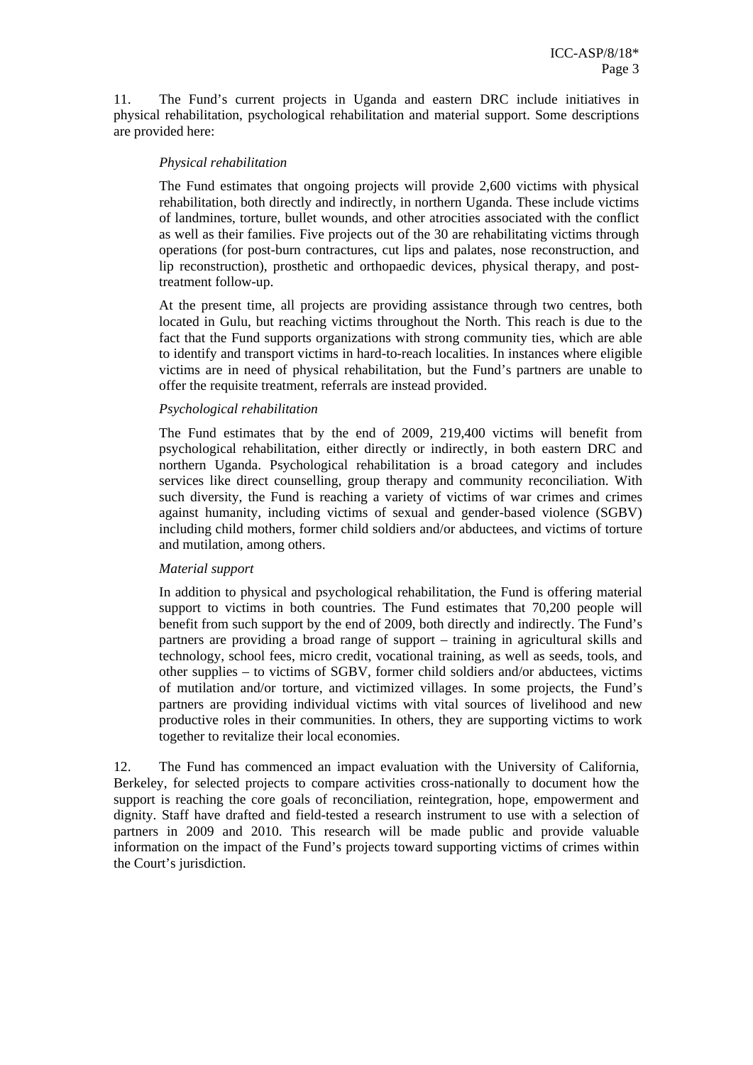11. The Fund's current projects in Uganda and eastern DRC include initiatives in physical rehabilitation, psychological rehabilitation and material support. Some descriptions are provided here:

*Physical rehabilitation*

The Fund estimates that ongoing projects will provide 2,600 victims with physical rehabilitation, both directly and indirectly, in northern Uganda. These include victims of landmines, torture, bullet wounds, and other atrocities associated with the conflict as well as their families. Five projects out of the 30 are rehabilitating victims through operations (for post-burn contractures, cut lips and palates, nose reconstruction, and lip reconstruction), prosthetic and orthopaedic devices, physical therapy, and post-treatment follow-up.

At the present time, all projects are providing assistance through two centres, both located in Gulu, but reaching victims throughout the North. This reach is due to the fact that the Fund supports organizations with strong community ties, which are able to identify and transport victims in hard-to-reach localities. In instances where eligible victims are in need of physical rehabilitation, but the Fund's partners are unable to offer the requisite treatment, referrals are instead provided.

*Psychological rehabilitation*

The Fund estimates that by the end of 2009, 219,400 victims will benefit from psychological rehabilitation, either directly or indirectly, in both eastern DRC and northern Uganda. Psychological rehabilitation is a broad category and includes services like direct counselling, group therapy and community reconciliation. With such diversity, the Fund is reaching a variety of victims of war crimes and crimes against humanity, including victims of sexual and gender-based violence (SGBV) including child mothers, former child soldiers and/or abductees, and victims of torture and mutilation, among others.

*Material support*

In addition to physical and psychological rehabilitation, the Fund is offering material support to victims in both countries. The Fund estimates that 70,200 people will benefit from such support by the end of 2009, both directly and indirectly. The Fund's partners are providing a broad range of support – training in agricultural skills and technology, school fees, micro credit, vocational training, as well as seeds, tools, and other supplies – to victims of SGBV, former child soldiers and/or abductees, victims of mutilation and/or torture, and victimized villages. In some projects, the Fund's partners are providing individual victims with vital sources of livelihood and new productive roles in their communities. In others, they are supporting victims to work together to revitalize their local economies.

12. The Fund has commenced an impact evaluation with the University of California, Berkeley, for selected projects to compare activities cross-nationally to document how the support is reaching the core goals of reconciliation, reintegration, hope, empowerment and dignity. Staff have drafted and field-tested a research instrument to use with a selection of partners in 2009 and 2010. This research will be made public and provide valuable information on the impact of the Fund's projects toward supporting victims of crimes within the Court's jurisdiction.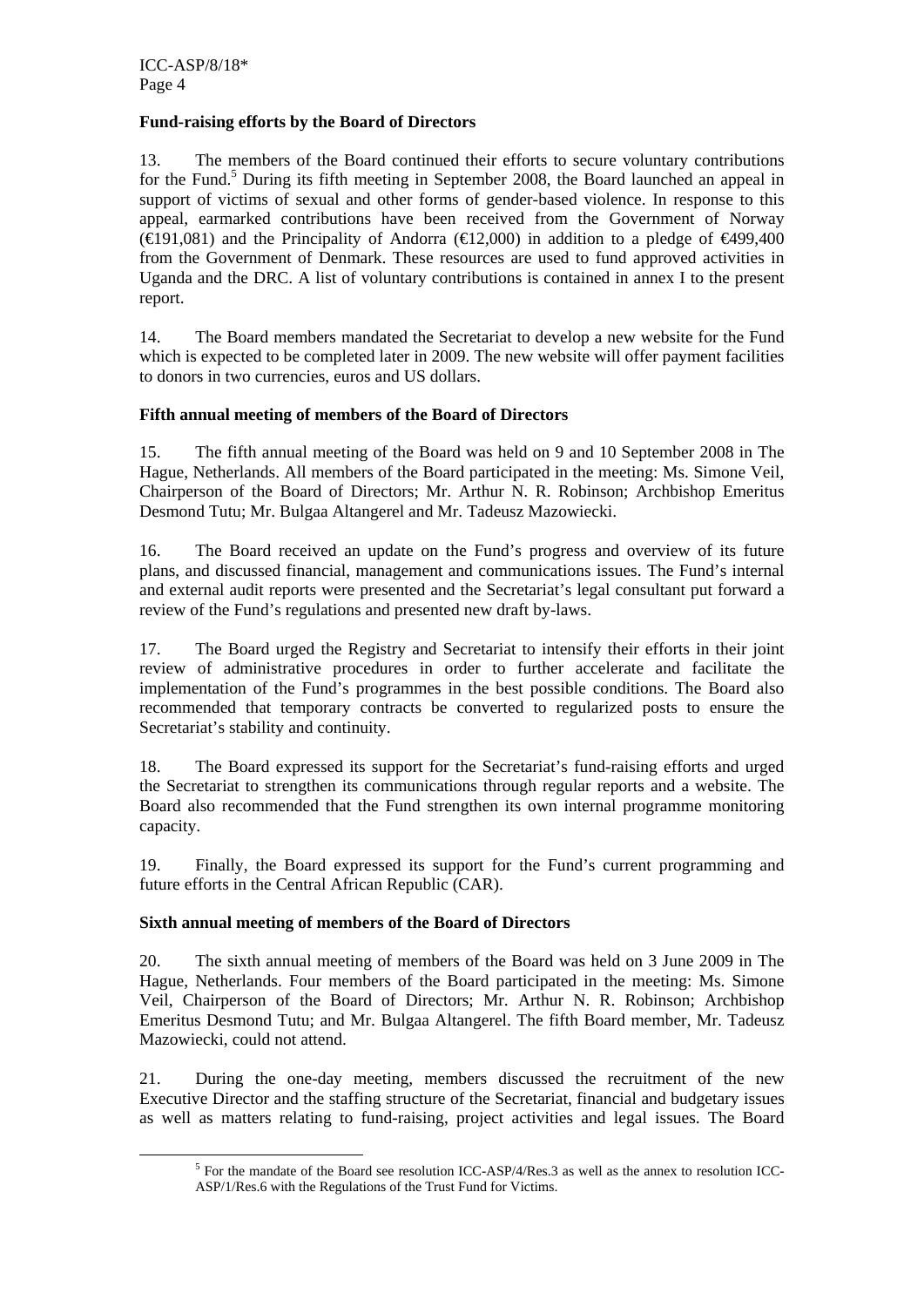**Fund-raising efforts by the Board of Directors**

13. The members of the Board continued their efforts to secure voluntary contributions for the Fund.[5] During its fifth meeting in September 2008, the Board launched an appeal in support of victims of sexual and other forms of gender-based violence. In response to this appeal, earmarked contributions have been received from the Government of Norway (€191,081) and the Principality of Andorra (€12,000) in addition to a pledge of €499,400 from the Government of Denmark. These resources are used to fund approved activities in Uganda and the DRC. A list of voluntary contributions is contained in annex I to the present report.

14. The Board members mandated the Secretariat to develop a new website for the Fund which is expected to be completed later in 2009. The new website will offer payment facilities to donors in two currencies, euros and US dollars.

**Fifth annual meeting of members of the Board of Directors**

15. The fifth annual meeting of the Board was held on 9 and 10 September 2008 in The Hague, Netherlands. All members of the Board participated in the meeting: Ms. Simone Veil, Chairperson of the Board of Directors; Mr. Arthur N. R. Robinson; Archbishop Emeritus Desmond Tutu; Mr. Bulgaa Altangerel and Mr. Tadeusz Mazowiecki.

16. The Board received an update on the Fund's progress and overview of its future plans, and discussed financial, management and communications issues. The Fund's internal and external audit reports were presented and the Secretariat's legal consultant put forward a review of the Fund's regulations and presented new draft by-laws.

17. The Board urged the Registry and Secretariat to intensify their efforts in their joint review of administrative procedures in order to further accelerate and facilitate the implementation of the Fund's programmes in the best possible conditions. The Board also recommended that temporary contracts be converted to regularized posts to ensure the Secretariat's stability and continuity.

18. The Board expressed its support for the Secretariat's fund-raising efforts and urged the Secretariat to strengthen its communications through regular reports and a website. The Board also recommended that the Fund strengthen its own internal programme monitoring capacity.

19. Finally, the Board expressed its support for the Fund's current programming and future efforts in the Central African Republic (CAR).

**Sixth annual meeting of members of the Board of Directors**

20. The sixth annual meeting of members of the Board was held on 3 June 2009 in The Hague, Netherlands. Four members of the Board participated in the meeting: Ms. Simone Veil, Chairperson of the Board of Directors; Mr. Arthur N. R. Robinson; Archbishop Emeritus Desmond Tutu; and Mr. Bulgaa Altangerel. The fifth Board member, Mr. Tadeusz Mazowiecki, could not attend.

21. During the one-day meeting, members discussed the recruitment of the new Executive Director and the staffing structure of the Secretariat, financial and budgetary issues as well as matters relating to fund-raising, project activities and legal issues. The Board

[5] For the mandate of the Board see resolution ICC-ASP/4/Res.3 as well as the annex to resolution ICC-ASP/1/Res.6 with the Regulations of the Trust Fund for Victims.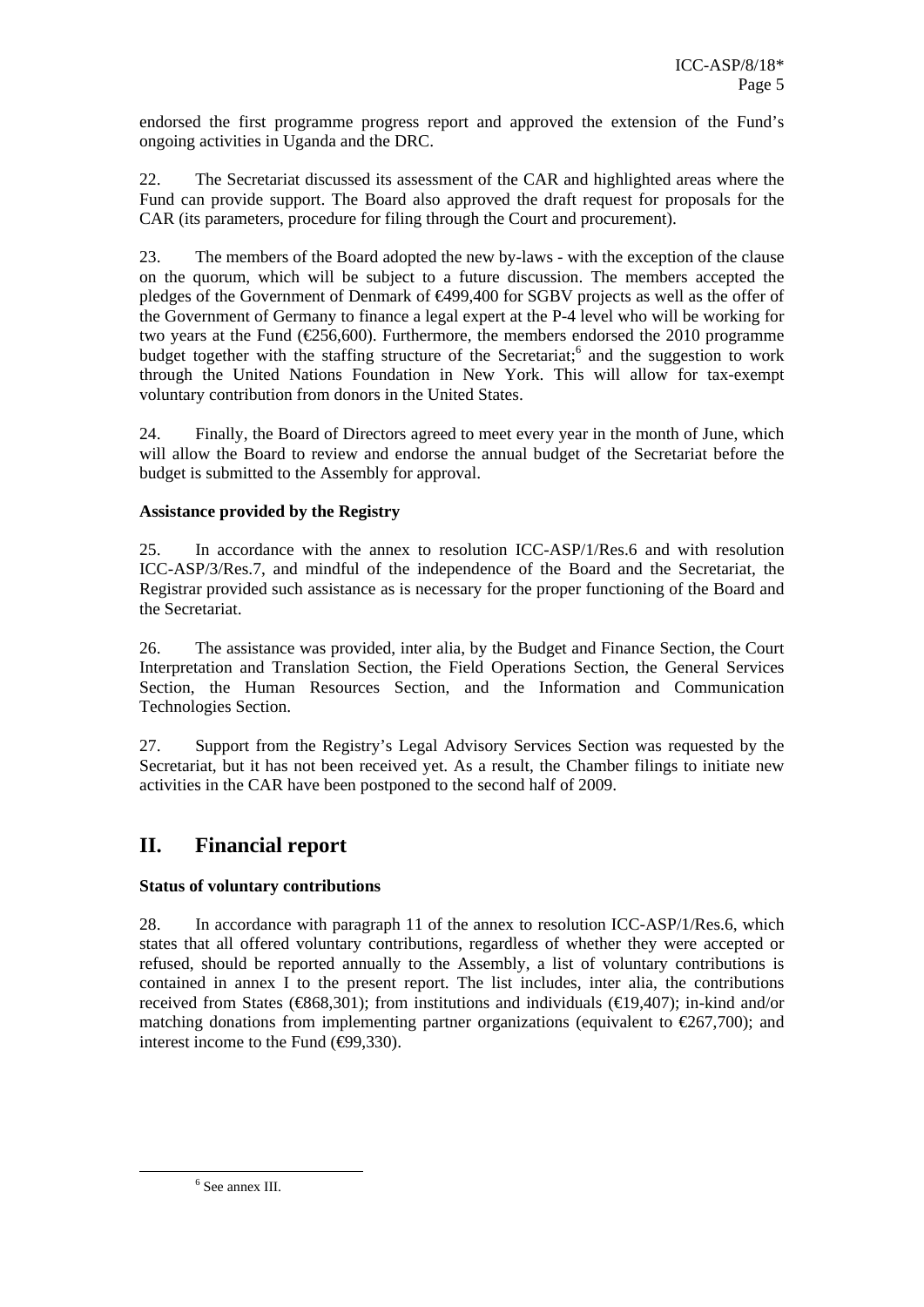endorsed the first programme progress report and approved the extension of the Fund's ongoing activities in Uganda and the DRC.

22. The Secretariat discussed its assessment of the CAR and highlighted areas where the Fund can provide support. The Board also approved the draft request for proposals for the CAR (its parameters, procedure for filing through the Court and procurement).

23. The members of the Board adopted the new by-laws - with the exception of the clause on the quorum, which will be subject to a future discussion. The members accepted the pledges of the Government of Denmark of €499,400 for SGBV projects as well as the offer of the Government of Germany to finance a legal expert at the P-4 level who will be working for two years at the Fund (€256,600). Furthermore, the members endorsed the 2010 programme budget together with the staffing structure of the Secretariat;[6] and the suggestion to work through the United Nations Foundation in New York. This will allow for tax-exempt voluntary contribution from donors in the United States.

24. Finally, the Board of Directors agreed to meet every year in the month of June, which will allow the Board to review and endorse the annual budget of the Secretariat before the budget is submitted to the Assembly for approval.

**Assistance provided by the Registry**

25. In accordance with the annex to resolution ICC-ASP/1/Res.6 and with resolution ICC-ASP/3/Res.7, and mindful of the independence of the Board and the Secretariat, the Registrar provided such assistance as is necessary for the proper functioning of the Board and the Secretariat.

26. The assistance was provided, inter alia, by the Budget and Finance Section, the Court Interpretation and Translation Section, the Field Operations Section, the General Services Section, the Human Resources Section, and the Information and Communication Technologies Section.

27. Support from the Registry's Legal Advisory Services Section was requested by the Secretariat, but it has not been received yet. As a result, the Chamber filings to initiate new activities in the CAR have been postponed to the second half of 2009.

## II. Financial report

**Status of voluntary contributions**

28. In accordance with paragraph 11 of the annex to resolution ICC-ASP/1/Res.6, which states that all offered voluntary contributions, regardless of whether they were accepted or refused, should be reported annually to the Assembly, a list of voluntary contributions is contained in annex I to the present report. The list includes, inter alia, the contributions received from States (€868,301); from institutions and individuals (€19,407); in-kind and/or matching donations from implementing partner organizations (equivalent to €267,700); and interest income to the Fund (€99,330).

[6] See annex III.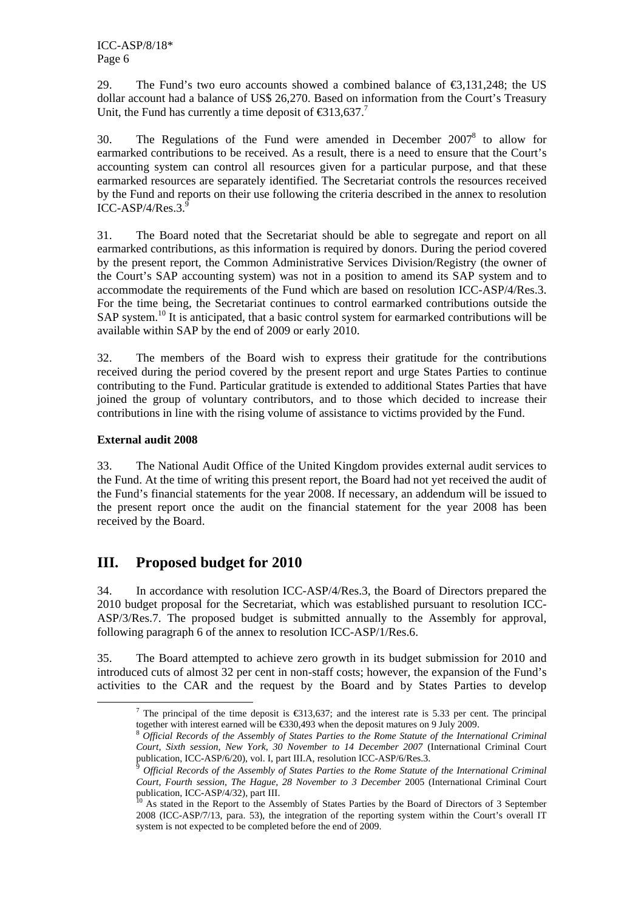29. The Fund's two euro accounts showed a combined balance of €3,131,248; the US dollar account had a balance of US$ 26,270. Based on information from the Court's Treasury Unit, the Fund has currently a time deposit of €313,637.[7]

30. The Regulations of the Fund were amended in December 2007[8] to allow for earmarked contributions to be received. As a result, there is a need to ensure that the Court's accounting system can control all resources given for a particular purpose, and that these earmarked resources are separately identified. The Secretariat controls the resources received by the Fund and reports on their use following the criteria described in the annex to resolution ICC-ASP/4/Res.3.[9]

31. The Board noted that the Secretariat should be able to segregate and report on all earmarked contributions, as this information is required by donors. During the period covered by the present report, the Common Administrative Services Division/Registry (the owner of the Court's SAP accounting system) was not in a position to amend its SAP system and to accommodate the requirements of the Fund which are based on resolution ICC-ASP/4/Res.3. For the time being, the Secretariat continues to control earmarked contributions outside the SAP system.[10] It is anticipated, that a basic control system for earmarked contributions will be available within SAP by the end of 2009 or early 2010.

32. The members of the Board wish to express their gratitude for the contributions received during the period covered by the present report and urge States Parties to continue contributing to the Fund. Particular gratitude is extended to additional States Parties that have joined the group of voluntary contributors, and to those which decided to increase their contributions in line with the rising volume of assistance to victims provided by the Fund.

**External audit 2008**

33. The National Audit Office of the United Kingdom provides external audit services to the Fund. At the time of writing this present report, the Board had not yet received the audit of the Fund's financial statements for the year 2008. If necessary, an addendum will be issued to the present report once the audit on the financial statement for the year 2008 has been received by the Board.

# III. Proposed budget for 2010

34. In accordance with resolution ICC-ASP/4/Res.3, the Board of Directors prepared the 2010 budget proposal for the Secretariat, which was established pursuant to resolution ICC-ASP/3/Res.7. The proposed budget is submitted annually to the Assembly for approval, following paragraph 6 of the annex to resolution ICC-ASP/1/Res.6.

35. The Board attempted to achieve zero growth in its budget submission for 2010 and introduced cuts of almost 32 per cent in non-staff costs; however, the expansion of the Fund's activities to the CAR and the request by the Board and by States Parties to develop

---

[7] The principal of the time deposit is €313,637; and the interest rate is 5.33 per cent. The principal together with interest earned will be €330,493 when the deposit matures on 9 July 2009.

[8] *Official Records of the Assembly of States Parties to the Rome Statute of the International Criminal Court, Sixth session, New York, 30 November to 14 December 2007* (International Criminal Court publication, ICC-ASP/6/20), vol. I, part III.A, resolution ICC-ASP/6/Res.3.

[9] *Official Records of the Assembly of States Parties to the Rome Statute of the International Criminal Court, Fourth session, The Hague, 28 November to 3 December* 2005 (International Criminal Court publication, ICC-ASP/4/32), part III.

[10] As stated in the Report to the Assembly of States Parties by the Board of Directors of 3 September 2008 (ICC-ASP/7/13, para. 53), the integration of the reporting system within the Court's overall IT system is not expected to be completed before the end of 2009.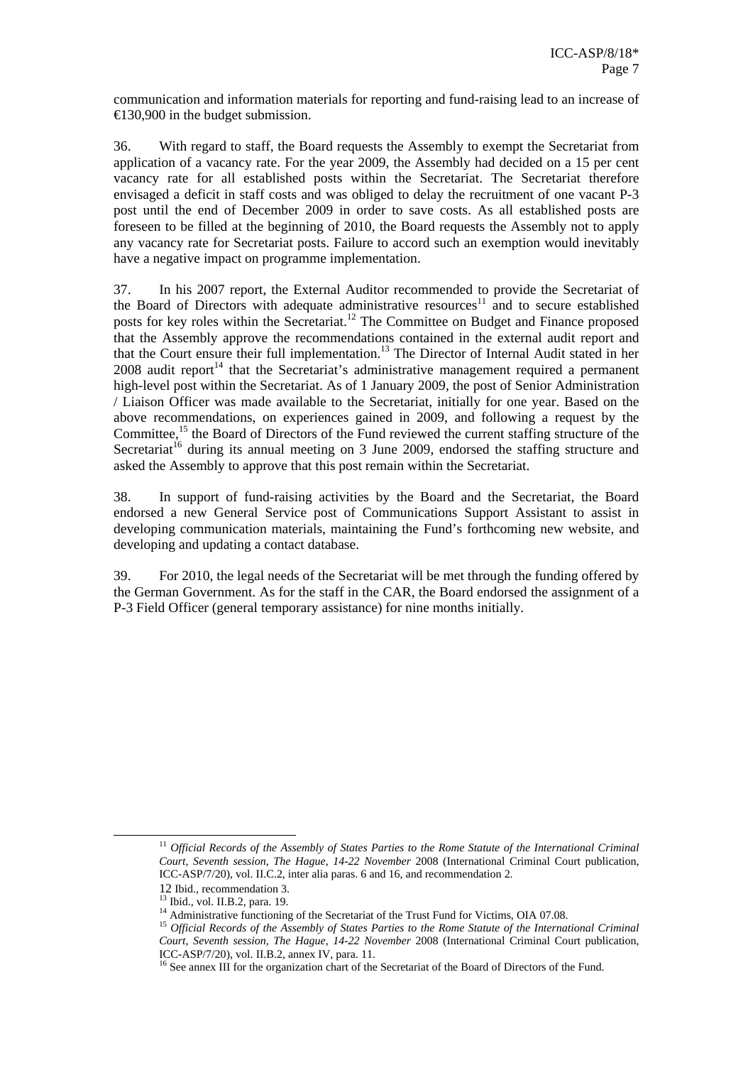communication and information materials for reporting and fund-raising lead to an increase of €130,900 in the budget submission.

36. With regard to staff, the Board requests the Assembly to exempt the Secretariat from application of a vacancy rate. For the year 2009, the Assembly had decided on a 15 per cent vacancy rate for all established posts within the Secretariat. The Secretariat therefore envisaged a deficit in staff costs and was obliged to delay the recruitment of one vacant P-3 post until the end of December 2009 in order to save costs. As all established posts are foreseen to be filled at the beginning of 2010, the Board requests the Assembly not to apply any vacancy rate for Secretariat posts. Failure to accord such an exemption would inevitably have a negative impact on programme implementation.

37. In his 2007 report, the External Auditor recommended to provide the Secretariat of the Board of Directors with adequate administrative resources[11] and to secure established posts for key roles within the Secretariat.[12] The Committee on Budget and Finance proposed that the Assembly approve the recommendations contained in the external audit report and that the Court ensure their full implementation.[13] The Director of Internal Audit stated in her 2008 audit report[14] that the Secretariat's administrative management required a permanent high-level post within the Secretariat. As of 1 January 2009, the post of Senior Administration / Liaison Officer was made available to the Secretariat, initially for one year. Based on the above recommendations, on experiences gained in 2009, and following a request by the Committee,[15] the Board of Directors of the Fund reviewed the current staffing structure of the Secretariat[16] during its annual meeting on 3 June 2009, endorsed the staffing structure and asked the Assembly to approve that this post remain within the Secretariat.

38. In support of fund-raising activities by the Board and the Secretariat, the Board endorsed a new General Service post of Communications Support Assistant to assist in developing communication materials, maintaining the Fund's forthcoming new website, and developing and updating a contact database.

39. For 2010, the legal needs of the Secretariat will be met through the funding offered by the German Government. As for the staff in the CAR, the Board endorsed the assignment of a P-3 Field Officer (general temporary assistance) for nine months initially.

---

[11] *Official Records of the Assembly of States Parties to the Rome Statute of the International Criminal Court, Seventh session, The Hague, 14-22 November* 2008 (International Criminal Court publication, ICC-ASP/7/20), vol. II.C.2, inter alia paras. 6 and 16, and recommendation 2.

[12] Ibid., recommendation 3.

[13] Ibid., vol. II.B.2, para. 19.

[14] Administrative functioning of the Secretariat of the Trust Fund for Victims, OIA 07.08.

[15] *Official Records of the Assembly of States Parties to the Rome Statute of the International Criminal Court, Seventh session, The Hague, 14-22 November* 2008 (International Criminal Court publication, ICC-ASP/7/20), vol. II.B.2, annex IV, para. 11.

[16] See annex III for the organization chart of the Secretariat of the Board of Directors of the Fund.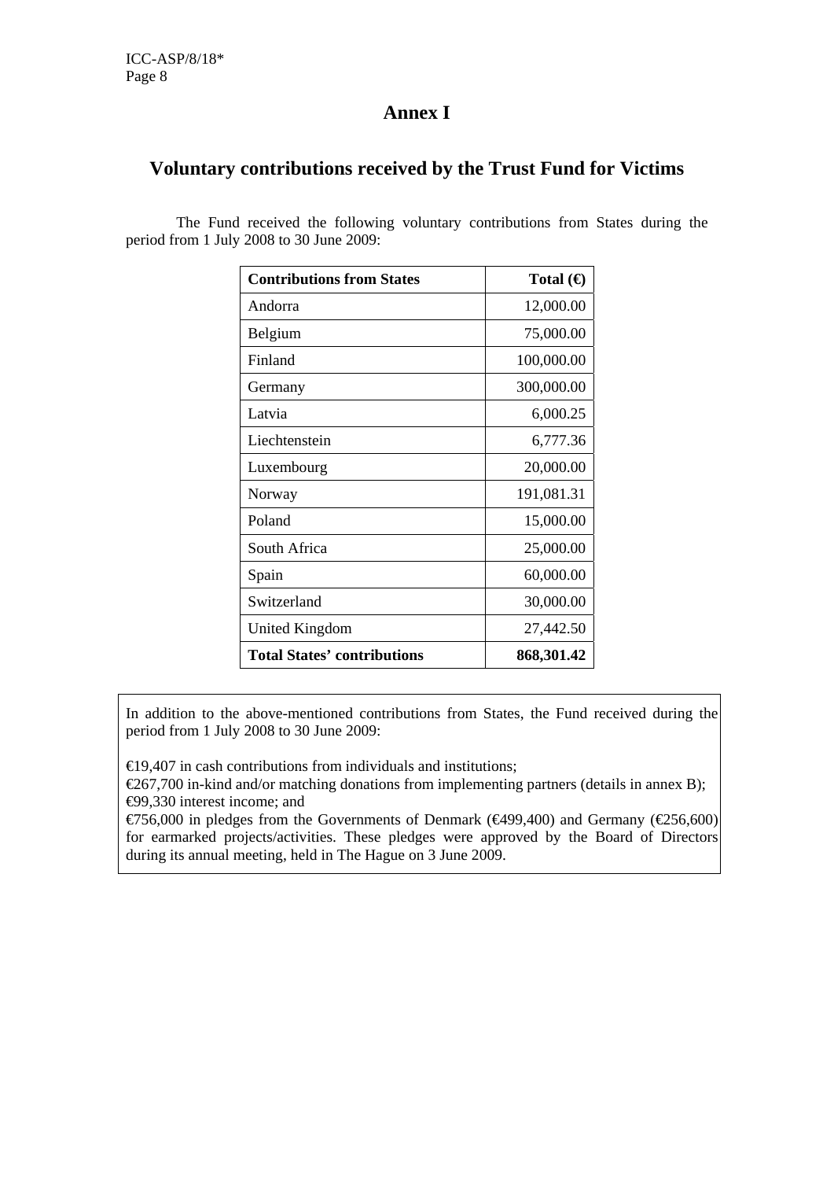# Annex I

## Voluntary contributions received by the Trust Fund for Victims

The Fund received the following voluntary contributions from States during the period from 1 July 2008 to 30 June 2009:

| Contributions from States | Total (€) |
| --- | ---: |
| Andorra | 12,000.00 |
| Belgium | 75,000.00 |
| Finland | 100,000.00 |
| Germany | 300,000.00 |
| Latvia | 6,000.25 |
| Liechtenstein | 6,777.36 |
| Luxembourg | 20,000.00 |
| Norway | 191,081.31 |
| Poland | 15,000.00 |
| South Africa | 25,000.00 |
| Spain | 60,000.00 |
| Switzerland | 30,000.00 |
| United Kingdom | 27,442.50 |
| **Total States' contributions** | **868,301.42** |

In addition to the above-mentioned contributions from States, the Fund received during the period from 1 July 2008 to 30 June 2009:

€19,407 in cash contributions from individuals and institutions;
€267,700 in-kind and/or matching donations from implementing partners (details in annex B);
€99,330 interest income; and
€756,000 in pledges from the Governments of Denmark (€499,400) and Germany (€256,600) for earmarked projects/activities. These pledges were approved by the Board of Directors during its annual meeting, held in The Hague on 3 June 2009.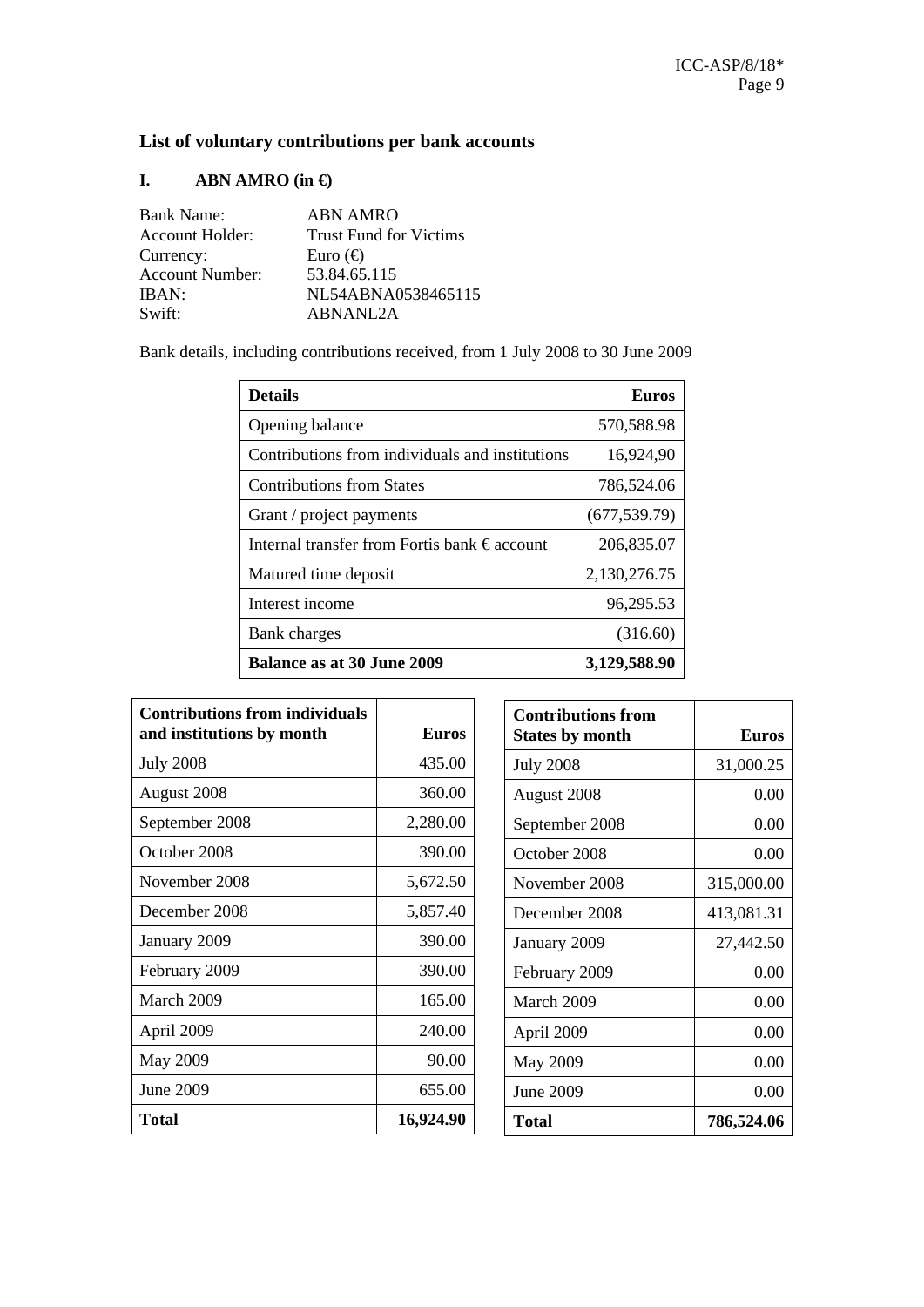## List of voluntary contributions per bank accounts

### I. ABN AMRO (in €)

| | |
|---|---|
| Bank Name: | ABN AMRO |
| Account Holder: | Trust Fund for Victims |
| Currency: | Euro (€) |
| Account Number: | 53.84.65.115 |
| IBAN: | NL54ABNA0538465115 |
| Swift: | ABNANL2A |

Bank details, including contributions received, from 1 July 2008 to 30 June 2009

| Details | Euros |
|---|---:|
| Opening balance | 570,588.98 |
| Contributions from individuals and institutions | 16,924,90 |
| Contributions from States | 786,524.06 |
| Grant / project payments | (677,539.79) |
| Internal transfer from Fortis bank € account | 206,835.07 |
| Matured time deposit | 2,130,276.75 |
| Interest income | 96,295.53 |
| Bank charges | (316.60) |
| **Balance as at 30 June 2009** | **3,129,588.90** |

| Contributions from individuals and institutions by month | Euros |
|---|---:|
| July 2008 | 435.00 |
| August 2008 | 360.00 |
| September 2008 | 2,280.00 |
| October 2008 | 390.00 |
| November 2008 | 5,672.50 |
| December 2008 | 5,857.40 |
| January 2009 | 390.00 |
| February 2009 | 390.00 |
| March 2009 | 165.00 |
| April 2009 | 240.00 |
| May 2009 | 90.00 |
| June 2009 | 655.00 |
| **Total** | **16,924.90** |

| Contributions from States by month | Euros |
|---|---:|
| July 2008 | 31,000.25 |
| August 2008 | 0.00 |
| September 2008 | 0.00 |
| October 2008 | 0.00 |
| November 2008 | 315,000.00 |
| December 2008 | 413,081.31 |
| January 2009 | 27,442.50 |
| February 2009 | 0.00 |
| March 2009 | 0.00 |
| April 2009 | 0.00 |
| May 2009 | 0.00 |
| June 2009 | 0.00 |
| **Total** | **786,524.06** |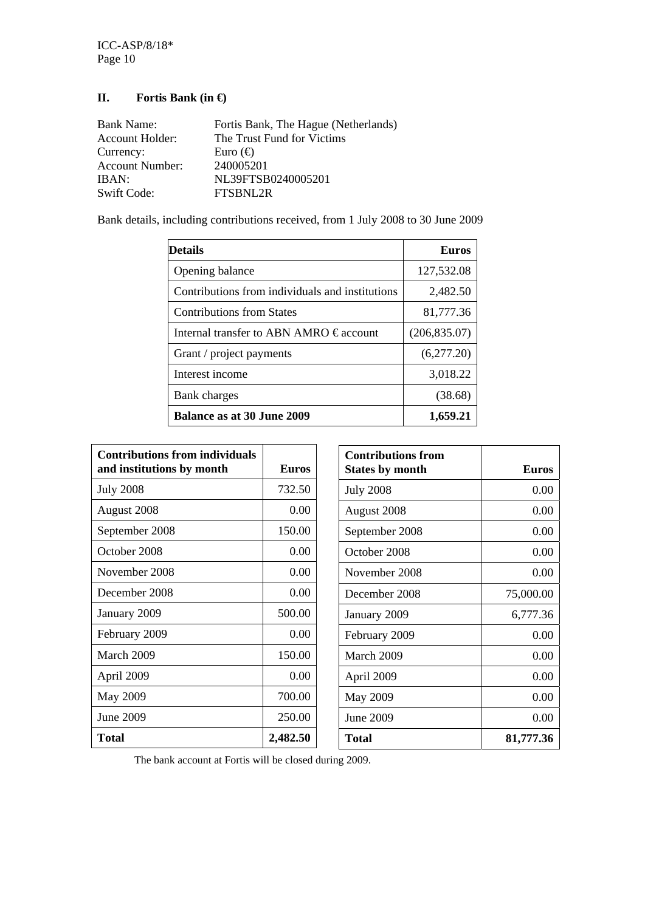## II. Fortis Bank (in €)

| | |
|---|---|
| Bank Name: | Fortis Bank, The Hague (Netherlands) |
| Account Holder: | The Trust Fund for Victims |
| Currency: | Euro (€) |
| Account Number: | 240005201 |
| IBAN: | NL39FTSB0240005201 |
| Swift Code: | FTSBNL2R |

Bank details, including contributions received, from 1 July 2008 to 30 June 2009

| Details | Euros |
|---|---|
| Opening balance | 127,532.08 |
| Contributions from individuals and institutions | 2,482.50 |
| Contributions from States | 81,777.36 |
| Internal transfer to ABN AMRO € account | (206,835.07) |
| Grant / project payments | (6,277.20) |
| Interest income | 3,018.22 |
| Bank charges | (38.68) |
| **Balance as at 30 June 2009** | **1,659.21** |

| Contributions from individuals and institutions by month | Euros |
|---|---|
| July 2008 | 732.50 |
| August 2008 | 0.00 |
| September 2008 | 150.00 |
| October 2008 | 0.00 |
| November 2008 | 0.00 |
| December 2008 | 0.00 |
| January 2009 | 500.00 |
| February 2009 | 0.00 |
| March 2009 | 150.00 |
| April 2009 | 0.00 |
| May 2009 | 700.00 |
| June 2009 | 250.00 |
| **Total** | **2,482.50** |

| Contributions from States by month | Euros |
|---|---|
| July 2008 | 0.00 |
| August 2008 | 0.00 |
| September 2008 | 0.00 |
| October 2008 | 0.00 |
| November 2008 | 0.00 |
| December 2008 | 75,000.00 |
| January 2009 | 6,777.36 |
| February 2009 | 0.00 |
| March 2009 | 0.00 |
| April 2009 | 0.00 |
| May 2009 | 0.00 |
| June 2009 | 0.00 |
| **Total** | **81,777.36** |

The bank account at Fortis will be closed during 2009.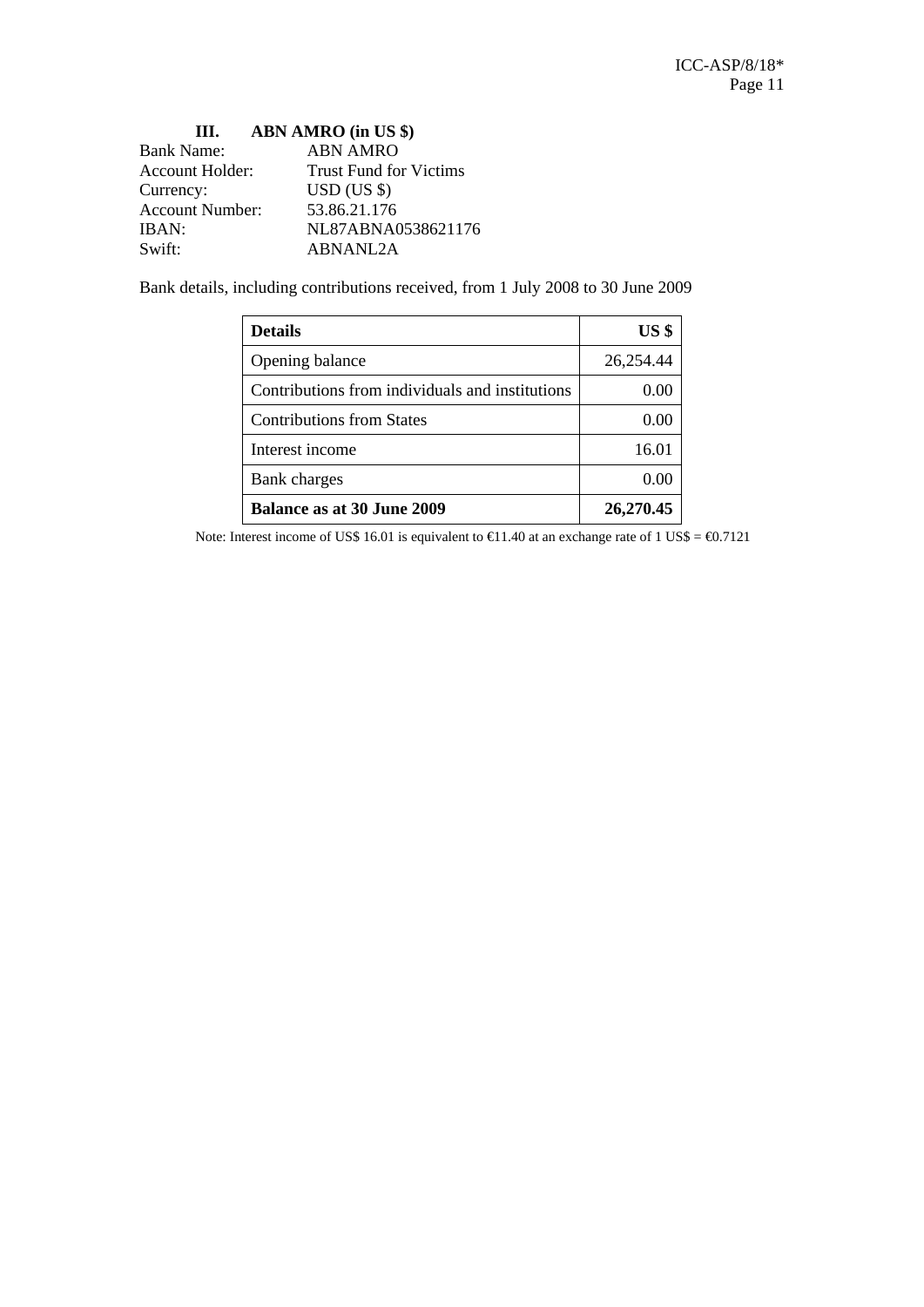### III. ABN AMRO (in US $)

Bank Name: ABN AMRO
Account Holder: Trust Fund for Victims
Currency: USD (US $)
Account Number: 53.86.21.176
IBAN: NL87ABNA0538621176
Swift: ABNANL2A

Bank details, including contributions received, from 1 July 2008 to 30 June 2009

| **Details** | **US $** |
|---|---:|
| Opening balance | 26,254.44 |
| Contributions from individuals and institutions | 0.00 |
| Contributions from States | 0.00 |
| Interest income | 16.01 |
| Bank charges | 0.00 |
| **Balance as at 30 June 2009** | **26,270.45** |

Note: Interest income of US$ 16.01 is equivalent to €11.40 at an exchange rate of 1 US$ = €0.7121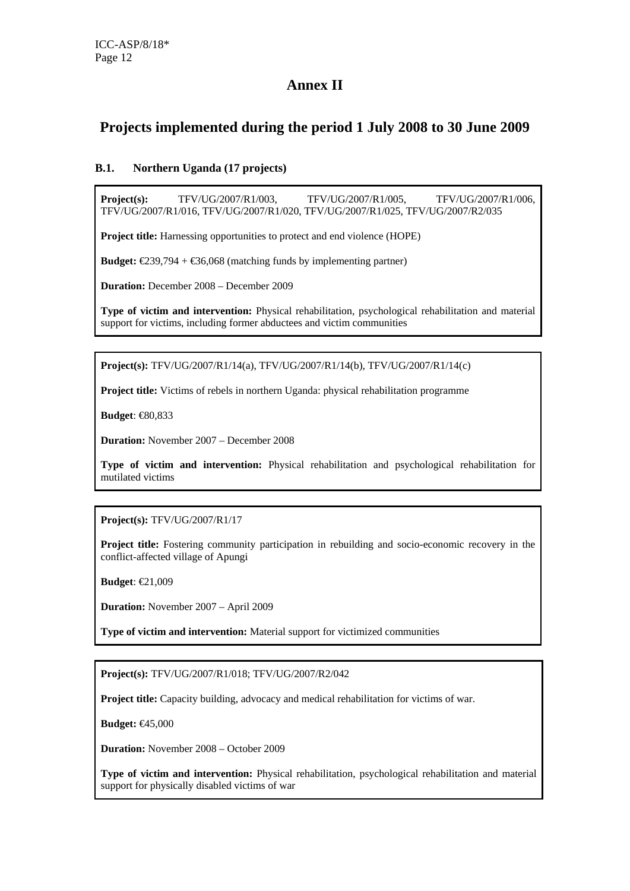# Annex II

## Projects implemented during the period 1 July 2008 to 30 June 2009

### B.1. Northern Uganda (17 projects)

**Project(s):** TFV/UG/2007/R1/003, TFV/UG/2007/R1/005, TFV/UG/2007/R1/006, TFV/UG/2007/R1/016, TFV/UG/2007/R1/020, TFV/UG/2007/R1/025, TFV/UG/2007/R2/035

**Project title:** Harnessing opportunities to protect and end violence (HOPE)

**Budget:** €239,794 + €36,068 (matching funds by implementing partner)

**Duration:** December 2008 – December 2009

**Type of victim and intervention:** Physical rehabilitation, psychological rehabilitation and material support for victims, including former abductees and victim communities

---

**Project(s):** TFV/UG/2007/R1/14(a), TFV/UG/2007/R1/14(b), TFV/UG/2007/R1/14(c)

**Project title:** Victims of rebels in northern Uganda: physical rehabilitation programme

**Budget**: €80,833

**Duration:** November 2007 – December 2008

**Type of victim and intervention:** Physical rehabilitation and psychological rehabilitation for mutilated victims

---

**Project(s):** TFV/UG/2007/R1/17

**Project title:** Fostering community participation in rebuilding and socio-economic recovery in the conflict-affected village of Apungi

**Budget**: €21,009

**Duration:** November 2007 – April 2009

**Type of victim and intervention:** Material support for victimized communities

---

**Project(s):** TFV/UG/2007/R1/018; TFV/UG/2007/R2/042

**Project title:** Capacity building, advocacy and medical rehabilitation for victims of war.

**Budget:** €45,000

**Duration:** November 2008 – October 2009

**Type of victim and intervention:** Physical rehabilitation, psychological rehabilitation and material support for physically disabled victims of war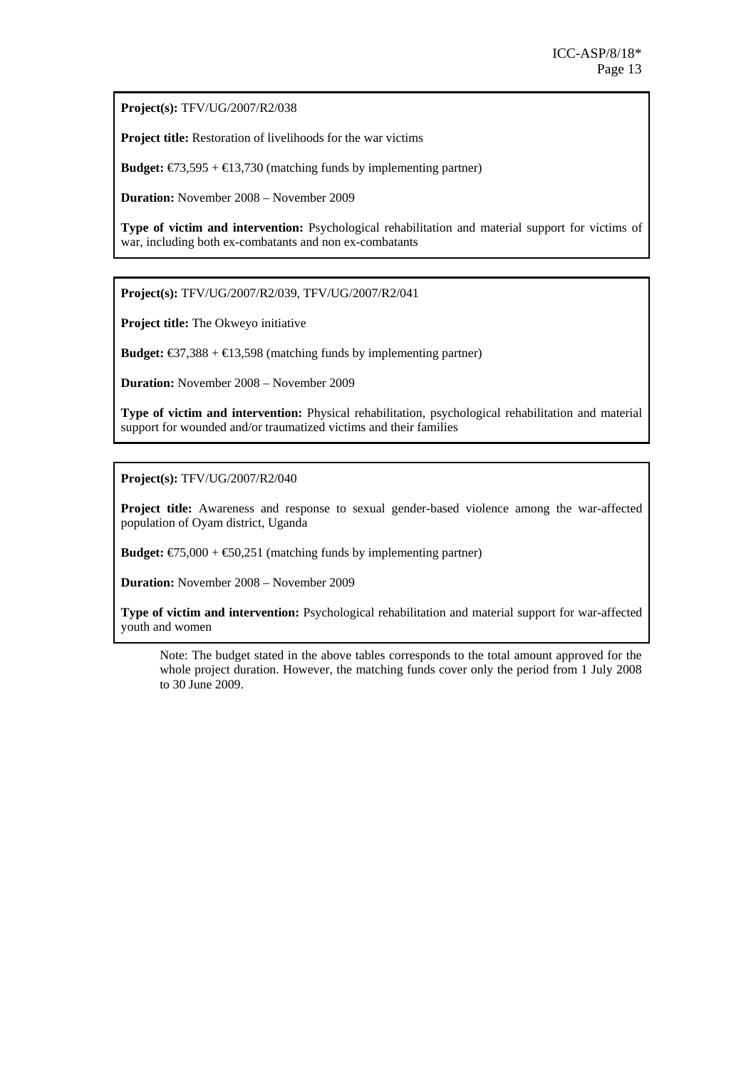**Project(s):** TFV/UG/2007/R2/038

**Project title:** Restoration of livelihoods for the war victims

**Budget:** €73,595 + €13,730 (matching funds by implementing partner)

**Duration:** November 2008 – November 2009

**Type of victim and intervention:** Psychological rehabilitation and material support for victims of war, including both ex-combatants and non ex-combatants

---

**Project(s):** TFV/UG/2007/R2/039, TFV/UG/2007/R2/041

**Project title:** The Okweyo initiative

**Budget:** €37,388 + €13,598 (matching funds by implementing partner)

**Duration:** November 2008 – November 2009

**Type of victim and intervention:** Physical rehabilitation, psychological rehabilitation and material support for wounded and/or traumatized victims and their families

---

**Project(s):** TFV/UG/2007/R2/040

**Project title:** Awareness and response to sexual gender-based violence among the war-affected population of Oyam district, Uganda

**Budget:** €75,000 + €50,251 (matching funds by implementing partner)

**Duration:** November 2008 – November 2009

**Type of victim and intervention:** Psychological rehabilitation and material support for war-affected youth and women

---

Note: The budget stated in the above tables corresponds to the total amount approved for the whole project duration. However, the matching funds cover only the period from 1 July 2008 to 30 June 2009.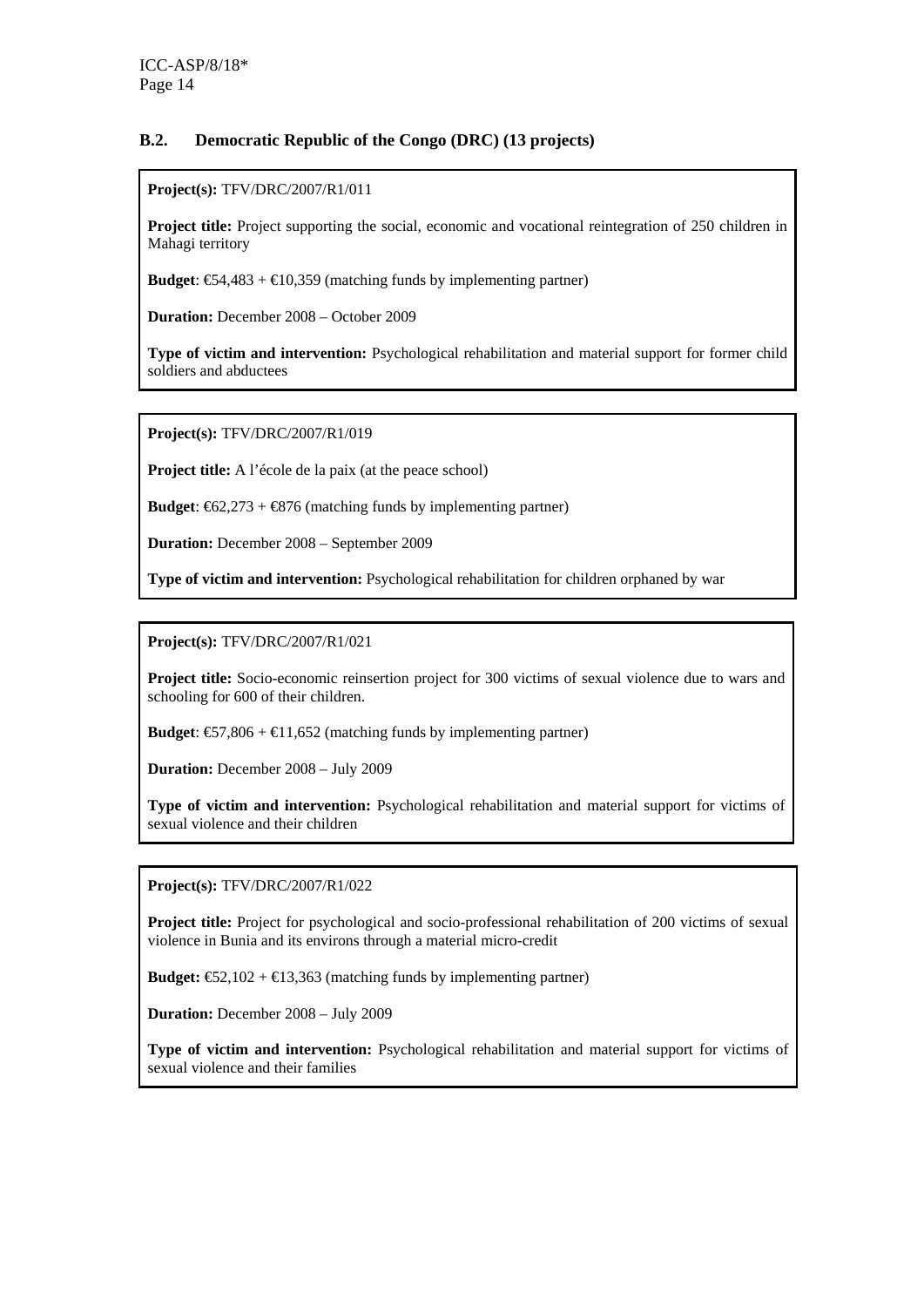### B.2. Democratic Republic of the Congo (DRC) (13 projects)

**Project(s):** TFV/DRC/2007/R1/011

**Project title:** Project supporting the social, economic and vocational reintegration of 250 children in Mahagi territory

**Budget**: €54,483 + €10,359 (matching funds by implementing partner)

**Duration:** December 2008 – October 2009

**Type of victim and intervention:** Psychological rehabilitation and material support for former child soldiers and abductees

**Project(s):** TFV/DRC/2007/R1/019

**Project title:** A l'école de la paix (at the peace school)

**Budget**: €62,273 + €876 (matching funds by implementing partner)

**Duration:** December 2008 – September 2009

**Type of victim and intervention:** Psychological rehabilitation for children orphaned by war

**Project(s):** TFV/DRC/2007/R1/021

**Project title:** Socio-economic reinsertion project for 300 victims of sexual violence due to wars and schooling for 600 of their children.

**Budget**: €57,806 + €11,652 (matching funds by implementing partner)

**Duration:** December 2008 – July 2009

**Type of victim and intervention:** Psychological rehabilitation and material support for victims of sexual violence and their children

**Project(s):** TFV/DRC/2007/R1/022

**Project title:** Project for psychological and socio-professional rehabilitation of 200 victims of sexual violence in Bunia and its environs through a material micro-credit

**Budget:** €52,102 + €13,363 (matching funds by implementing partner)

**Duration:** December 2008 – July 2009

**Type of victim and intervention:** Psychological rehabilitation and material support for victims of sexual violence and their families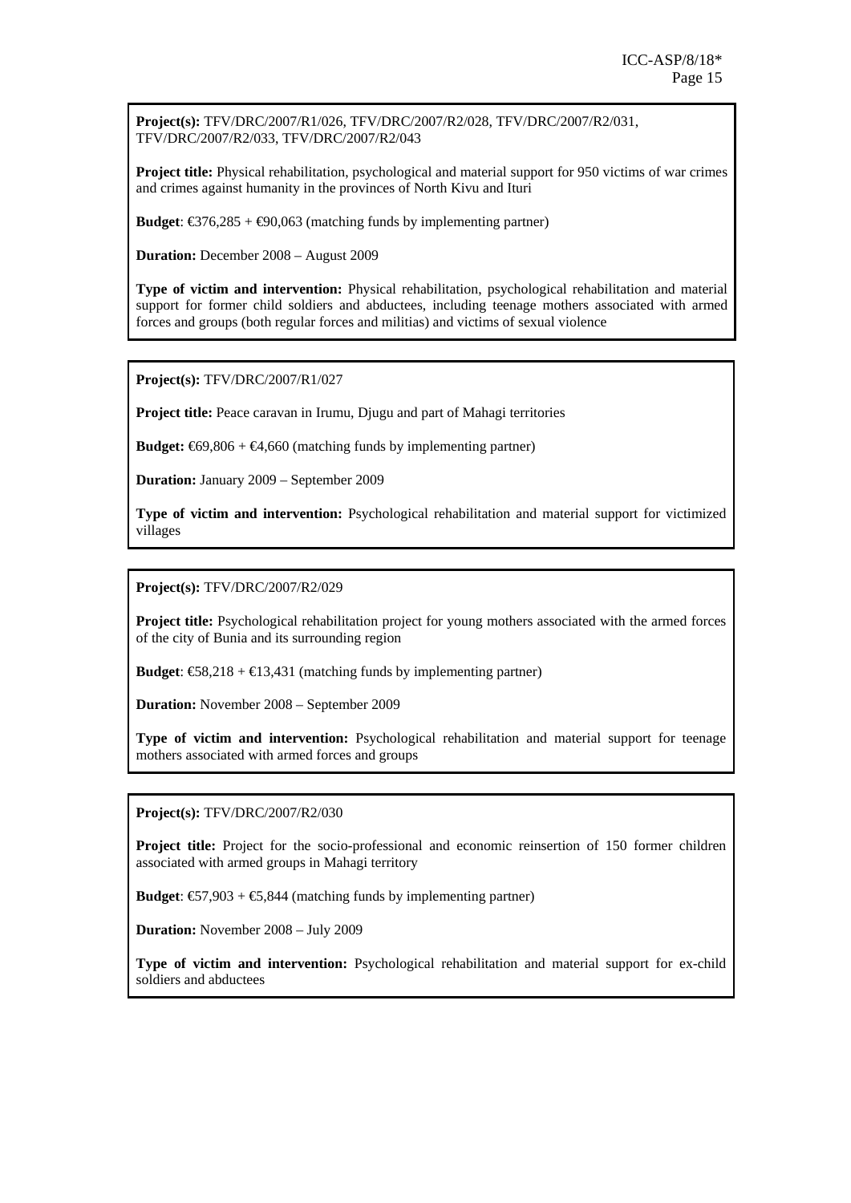**Project(s):** TFV/DRC/2007/R1/026, TFV/DRC/2007/R2/028, TFV/DRC/2007/R2/031, TFV/DRC/2007/R2/033, TFV/DRC/2007/R2/043

**Project title:** Physical rehabilitation, psychological and material support for 950 victims of war crimes and crimes against humanity in the provinces of North Kivu and Ituri

**Budget**: €376,285 + €90,063 (matching funds by implementing partner)

**Duration:** December 2008 – August 2009

**Type of victim and intervention:** Physical rehabilitation, psychological rehabilitation and material support for former child soldiers and abductees, including teenage mothers associated with armed forces and groups (both regular forces and militias) and victims of sexual violence

---

**Project(s):** TFV/DRC/2007/R1/027

**Project title:** Peace caravan in Irumu, Djugu and part of Mahagi territories

**Budget:** €69,806 + €4,660 (matching funds by implementing partner)

**Duration:** January 2009 – September 2009

**Type of victim and intervention:** Psychological rehabilitation and material support for victimized villages

---

**Project(s):** TFV/DRC/2007/R2/029

**Project title:** Psychological rehabilitation project for young mothers associated with the armed forces of the city of Bunia and its surrounding region

**Budget**: €58,218 + €13,431 (matching funds by implementing partner)

**Duration:** November 2008 – September 2009

**Type of victim and intervention:** Psychological rehabilitation and material support for teenage mothers associated with armed forces and groups

---

**Project(s):** TFV/DRC/2007/R2/030

**Project title:** Project for the socio-professional and economic reinsertion of 150 former children associated with armed groups in Mahagi territory

**Budget**: €57,903 + €5,844 (matching funds by implementing partner)

**Duration:** November 2008 – July 2009

**Type of victim and intervention:** Psychological rehabilitation and material support for ex-child soldiers and abductees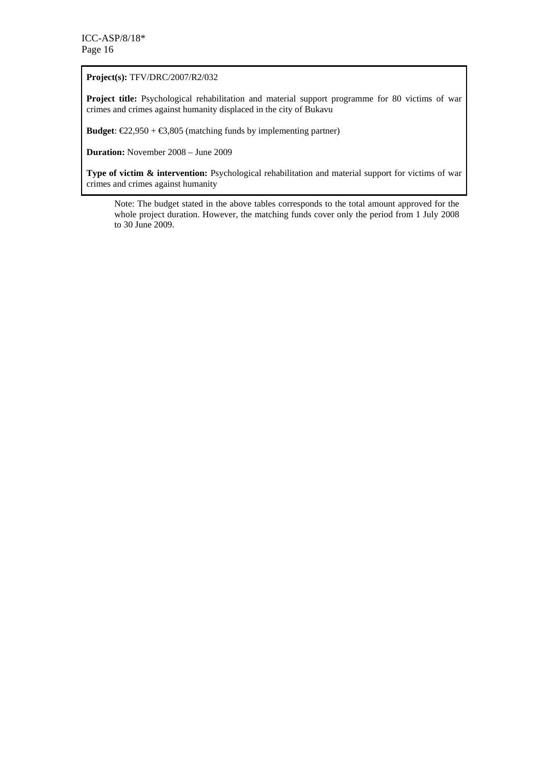**Project(s):** TFV/DRC/2007/R2/032

**Project title:** Psychological rehabilitation and material support programme for 80 victims of war crimes and crimes against humanity displaced in the city of Bukavu

**Budget**: €22,950 + €3,805 (matching funds by implementing partner)

**Duration:** November 2008 – June 2009

**Type of victim & intervention:** Psychological rehabilitation and material support for victims of war crimes and crimes against humanity

Note: The budget stated in the above tables corresponds to the total amount approved for the whole project duration. However, the matching funds cover only the period from 1 July 2008 to 30 June 2009.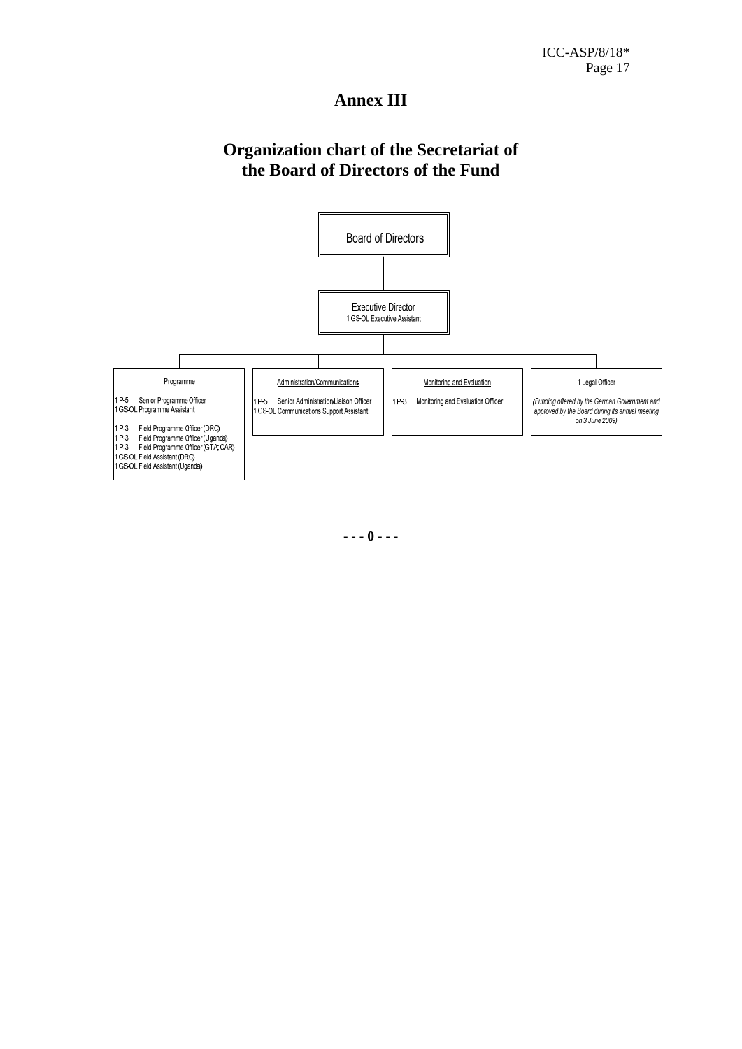# Annex III

## Organization chart of the Secretariat of the Board of Directors of the Fund

Board of Directors

Executive Director
1 GS-OL Executive Assistant

Programme

1 P-5 Senior Programme Officer
1 GS-OL Programme Assistant

1 P-3 Field Programme Officer (DRC)
1 P-3 Field Programme Officer (Uganda)
1 P-3 Field Programme Officer (GTA; CAR)
1 GS-OL Field Assistant (DRC)
1 GS-OL Field Assistant (Uganda)

Administration/Communications

1 P-5 Senior Administration/Liaison Officer
1 GS-OL Communications Support Assistant

Monitoring and Evaluation

1 P-3 Monitoring and Evaluation Officer

1 Legal Officer

*(Funding offered by the German Government and approved by the Board during its annual meeting on 3 June 2009)*

- - - 0 - - -